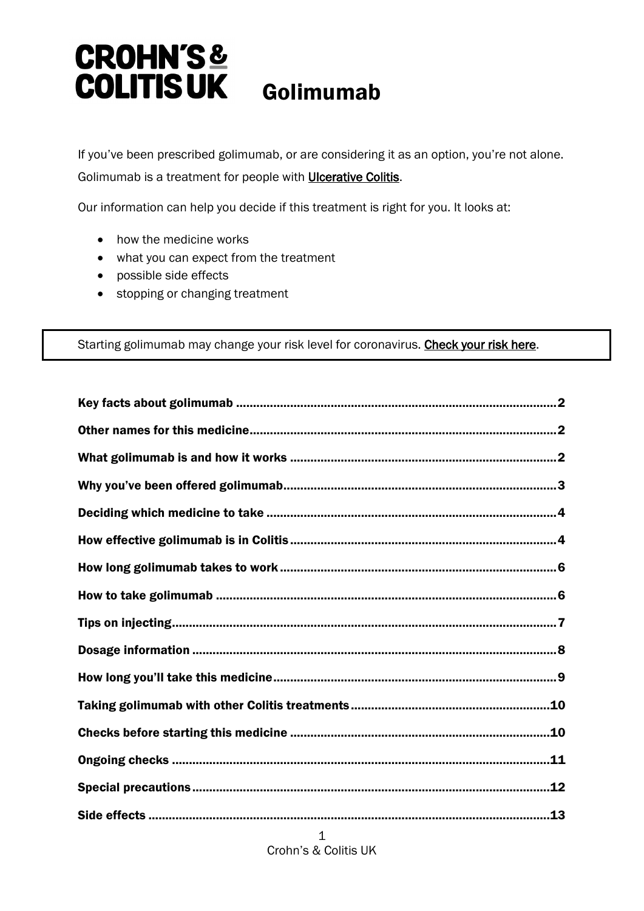# CROHN'S & COLITIS UK Golimumab

If you've been prescribed golimumab, or are considering it as an option, you're not alone. Golimumab is a treatment for people with Ulcerative Colitis.

Our information can help you decide if this treatment is right for you. It looks at:

- how the medicine works
- what you can expect from the treatment
- possible side effects
- stopping or changing treatment

> Starting golimumab may change your risk level for coronavirus. Check your risk here.

**Key facts about golimumab** .......... 2
**Other names for this medicine** .......... 2
**What golimumab is and how it works** .......... 2
**Why you've been offered golimumab** .......... 3
**Deciding which medicine to take** .......... 4
**How effective golimumab is in Colitis** .......... 4
**How long golimumab takes to work** .......... 6
**How to take golimumab** .......... 6
**Tips on injecting** .......... 7
**Dosage information** .......... 8
**How long you'll take this medicine** .......... 9
**Taking golimumab with other Colitis treatments** .......... 10
**Checks before starting this medicine** .......... 10
**Ongoing checks** .......... 11
**Special precautions** .......... 12
**Side effects** .......... 13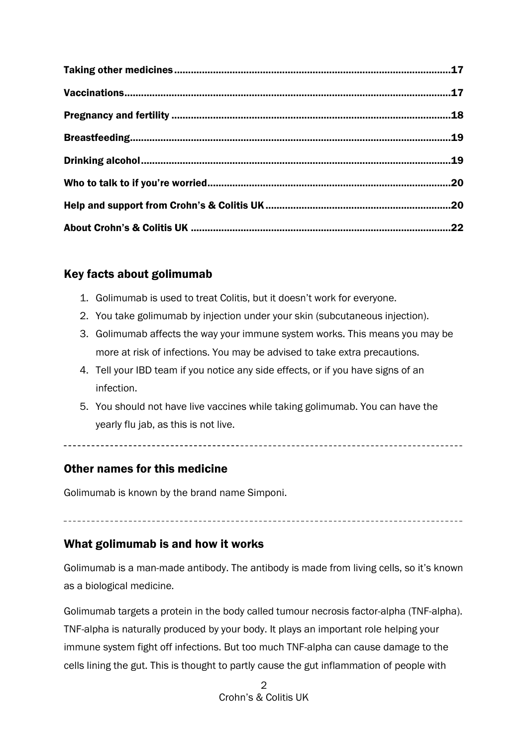| | |
|---|---|
| **Taking other medicines** | **17** |
| **Vaccinations** | **17** |
| **Pregnancy and fertility** | **18** |
| **Breastfeeding** | **19** |
| **Drinking alcohol** | **19** |
| **Who to talk to if you're worried** | **20** |
| **Help and support from Crohn's & Colitis UK** | **20** |
| **About Crohn's & Colitis UK** | **22** |

## Key facts about golimumab

1. Golimumab is used to treat Colitis, but it doesn't work for everyone.
2. You take golimumab by injection under your skin (subcutaneous injection).
3. Golimumab affects the way your immune system works. This means you may be more at risk of infections. You may be advised to take extra precautions.
4. Tell your IBD team if you notice any side effects, or if you have signs of an infection.
5. You should not have live vaccines while taking golimumab. You can have the yearly flu jab, as this is not live.

---

## Other names for this medicine

Golimumab is known by the brand name Simponi.

---

## What golimumab is and how it works

Golimumab is a man-made antibody. The antibody is made from living cells, so it's known as a biological medicine.

Golimumab targets a protein in the body called tumour necrosis factor-alpha (TNF-alpha). TNF-alpha is naturally produced by your body. It plays an important role helping your immune system fight off infections. But too much TNF-alpha can cause damage to the cells lining the gut. This is thought to partly cause the gut inflammation of people with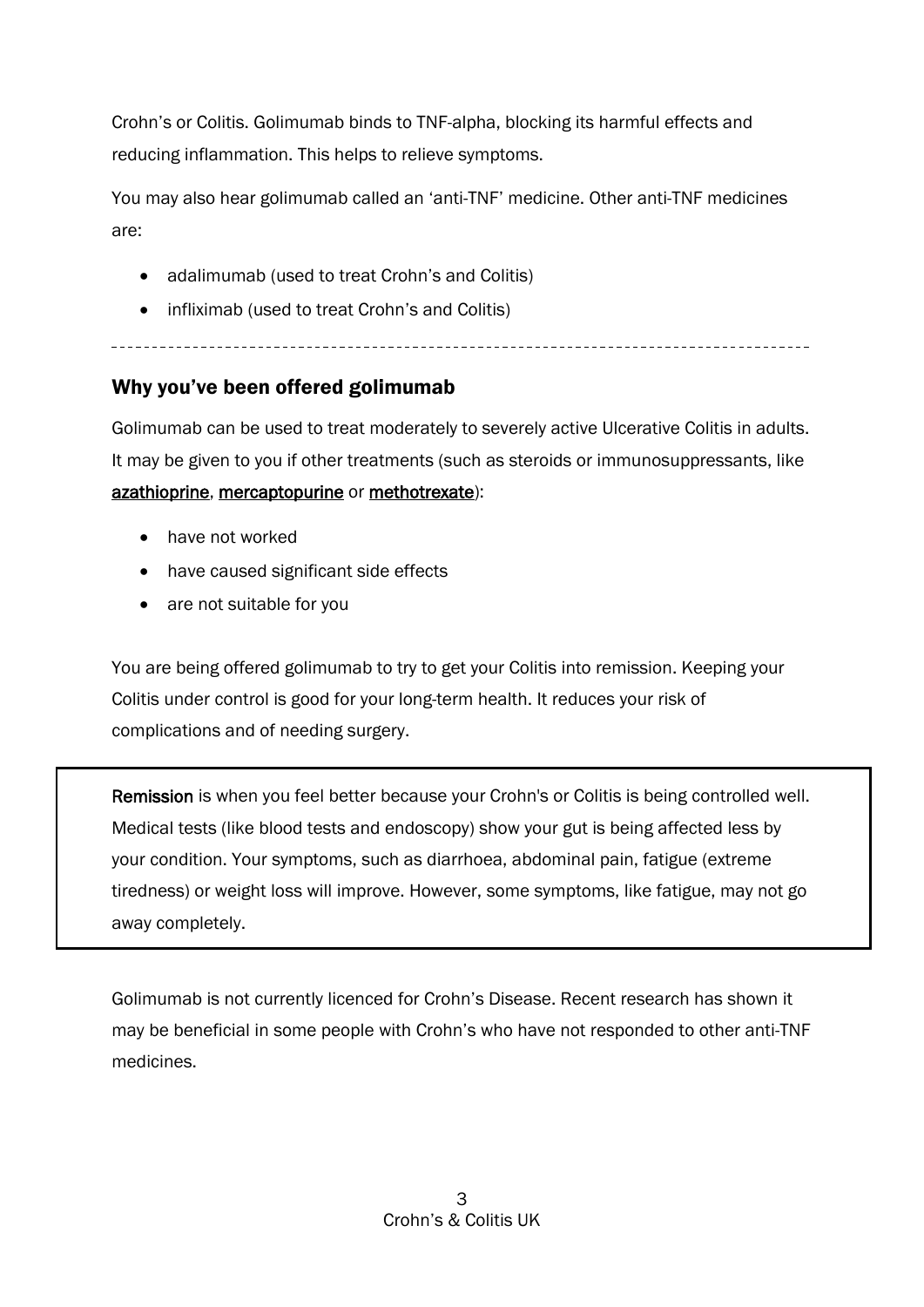Crohn's or Colitis. Golimumab binds to TNF-alpha, blocking its harmful effects and reducing inflammation. This helps to relieve symptoms.

You may also hear golimumab called an 'anti-TNF' medicine. Other anti-TNF medicines are:

- adalimumab (used to treat Crohn's and Colitis)
- infliximab (used to treat Crohn's and Colitis)

---

## Why you've been offered golimumab

Golimumab can be used to treat moderately to severely active Ulcerative Colitis in adults. It may be given to you if other treatments (such as steroids or immunosuppressants, like azathioprine, mercaptopurine or methotrexate):

- have not worked
- have caused significant side effects
- are not suitable for you

You are being offered golimumab to try to get your Colitis into remission. Keeping your Colitis under control is good for your long-term health. It reduces your risk of complications and of needing surgery.

> **Remission** is when you feel better because your Crohn's or Colitis is being controlled well. Medical tests (like blood tests and endoscopy) show your gut is being affected less by your condition. Your symptoms, such as diarrhoea, abdominal pain, fatigue (extreme tiredness) or weight loss will improve. However, some symptoms, like fatigue, may not go away completely.

Golimumab is not currently licenced for Crohn's Disease. Recent research has shown it may be beneficial in some people with Crohn's who have not responded to other anti-TNF medicines.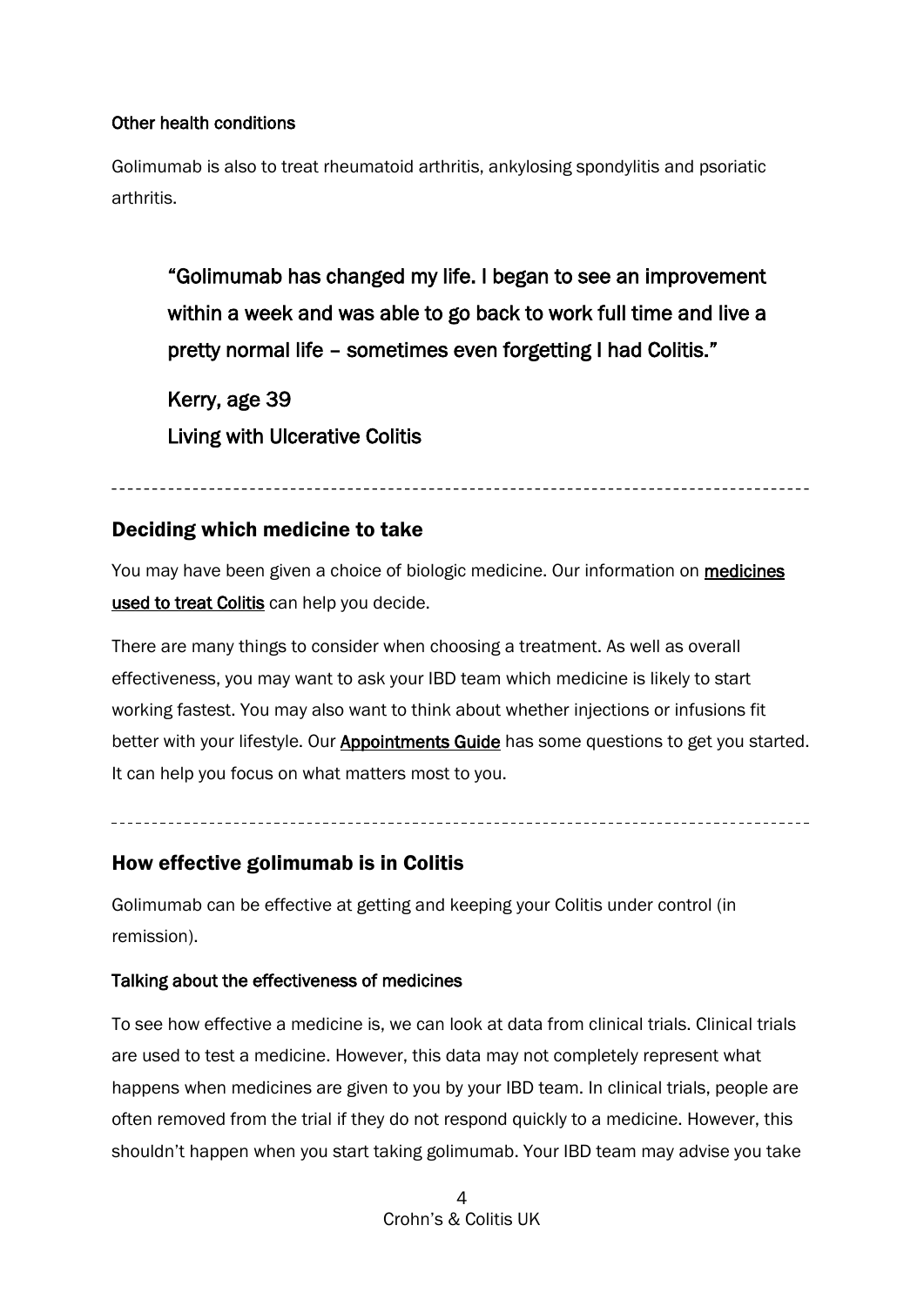#### Other health conditions

Golimumab is also to treat rheumatoid arthritis, ankylosing spondylitis and psoriatic arthritis.

> "Golimumab has changed my life. I began to see an improvement within a week and was able to go back to work full time and live a pretty normal life – sometimes even forgetting I had Colitis."
>
> Kerry, age 39
> Living with Ulcerative Colitis

---

## Deciding which medicine to take

You may have been given a choice of biologic medicine. Our information on **medicines used to treat Colitis** can help you decide.

There are many things to consider when choosing a treatment. As well as overall effectiveness, you may want to ask your IBD team which medicine is likely to start working fastest. You may also want to think about whether injections or infusions fit better with your lifestyle. Our **Appointments Guide** has some questions to get you started. It can help you focus on what matters most to you.

---

## How effective golimumab is in Colitis

Golimumab can be effective at getting and keeping your Colitis under control (in remission).

#### Talking about the effectiveness of medicines

To see how effective a medicine is, we can look at data from clinical trials. Clinical trials are used to test a medicine. However, this data may not completely represent what happens when medicines are given to you by your IBD team. In clinical trials, people are often removed from the trial if they do not respond quickly to a medicine. However, this shouldn't happen when you start taking golimumab. Your IBD team may advise you take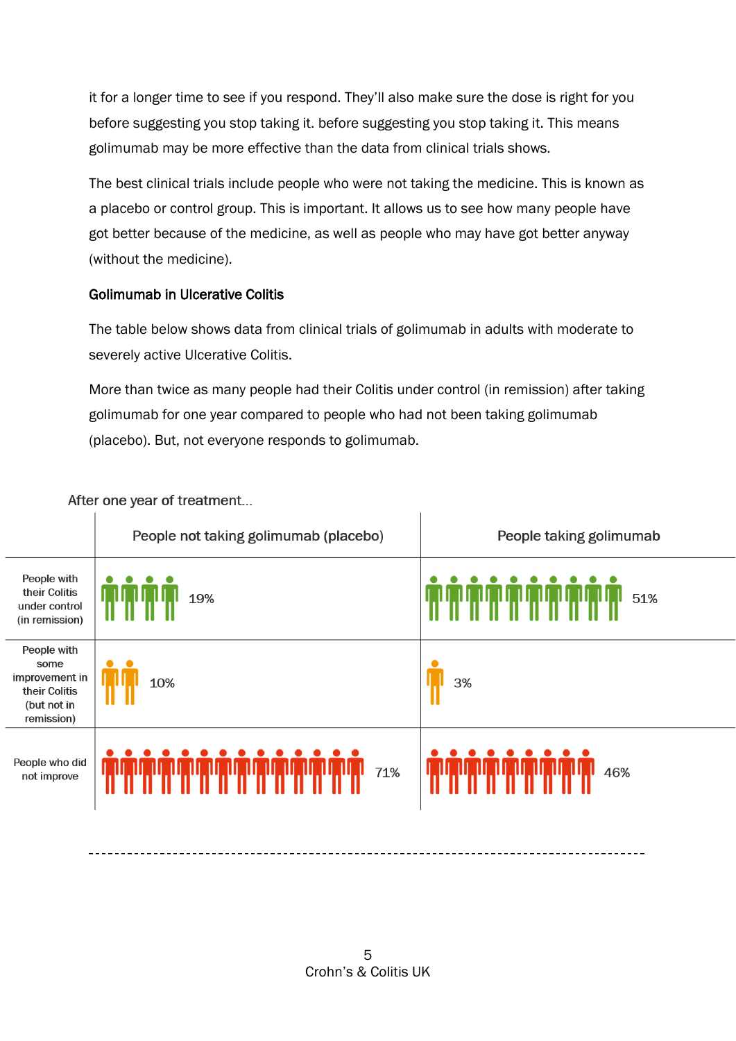it for a longer time to see if you respond. They'll also make sure the dose is right for you before suggesting you stop taking it. before suggesting you stop taking it. This means golimumab may be more effective than the data from clinical trials shows.

The best clinical trials include people who were not taking the medicine. This is known as a placebo or control group. This is important. It allows us to see how many people have got better because of the medicine, as well as people who may have got better anyway (without the medicine).

### Golimumab in Ulcerative Colitis

The table below shows data from clinical trials of golimumab in adults with moderate to severely active Ulcerative Colitis.

More than twice as many people had their Colitis under control (in remission) after taking golimumab for one year compared to people who had not been taking golimumab (placebo). But, not everyone responds to golimumab.

After one year of treatment...

| | People not taking golimumab (placebo) | People taking golimumab |
|---|---|---|
| People with their Colitis under control (in remission) | 19% | 51% |
| People with some improvement in their Colitis (but not in remission) | 10% | 3% |
| People who did not improve | 71% | 46% |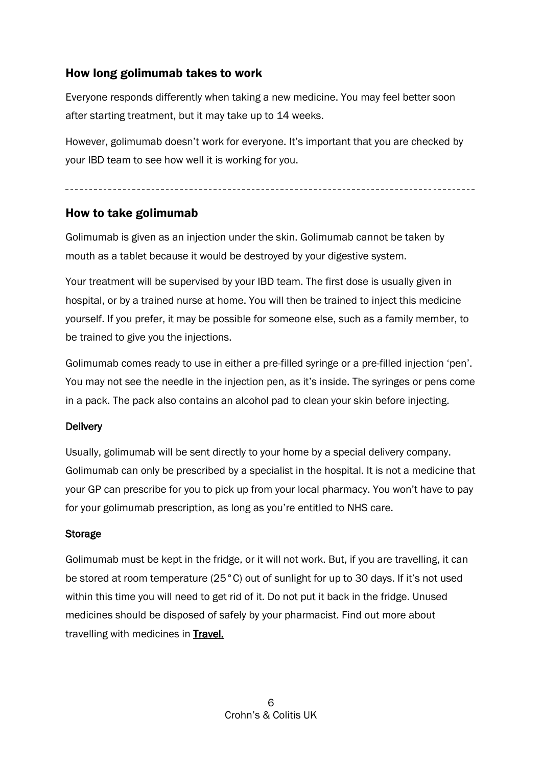## How long golimumab takes to work

Everyone responds differently when taking a new medicine. You may feel better soon after starting treatment, but it may take up to 14 weeks.

However, golimumab doesn't work for everyone. It's important that you are checked by your IBD team to see how well it is working for you.

---

## How to take golimumab

Golimumab is given as an injection under the skin. Golimumab cannot be taken by mouth as a tablet because it would be destroyed by your digestive system.

Your treatment will be supervised by your IBD team. The first dose is usually given in hospital, or by a trained nurse at home. You will then be trained to inject this medicine yourself. If you prefer, it may be possible for someone else, such as a family member, to be trained to give you the injections.

Golimumab comes ready to use in either a pre-filled syringe or a pre-filled injection 'pen'. You may not see the needle in the injection pen, as it's inside. The syringes or pens come in a pack. The pack also contains an alcohol pad to clean your skin before injecting.

### Delivery

Usually, golimumab will be sent directly to your home by a special delivery company. Golimumab can only be prescribed by a specialist in the hospital. It is not a medicine that your GP can prescribe for you to pick up from your local pharmacy. You won't have to pay for your golimumab prescription, as long as you're entitled to NHS care.

### Storage

Golimumab must be kept in the fridge, or it will not work. But, if you are travelling, it can be stored at room temperature (25°C) out of sunlight for up to 30 days. If it's not used within this time you will need to get rid of it. Do not put it back in the fridge. Unused medicines should be disposed of safely by your pharmacist. Find out more about travelling with medicines in **Travel.**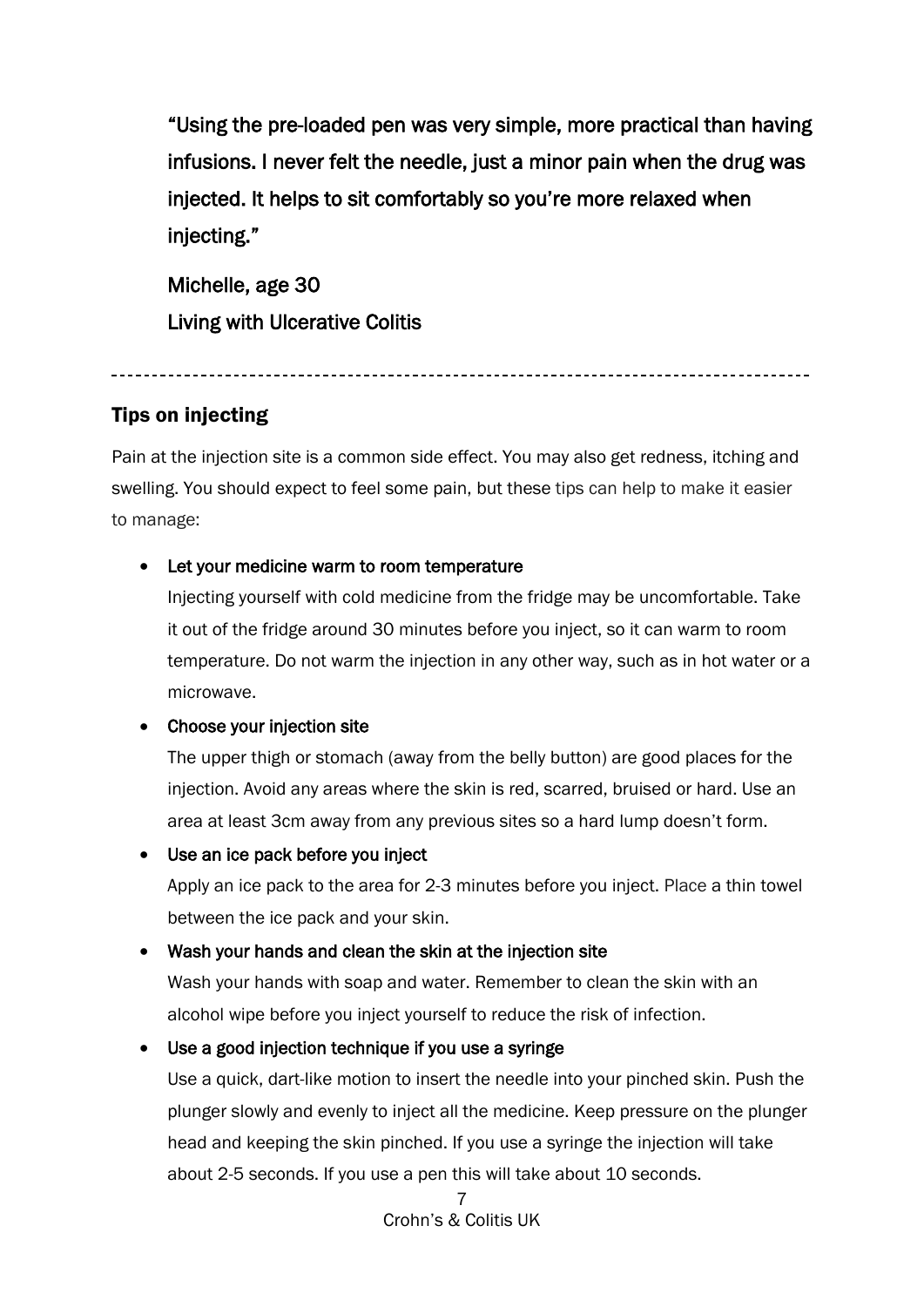"Using the pre-loaded pen was very simple, more practical than having infusions. I never felt the needle, just a minor pain when the drug was injected. It helps to sit comfortably so you're more relaxed when injecting."

Michelle, age 30
Living with Ulcerative Colitis

---

## Tips on injecting

Pain at the injection site is a common side effect. You may also get redness, itching and swelling. You should expect to feel some pain, but these tips can help to make it easier to manage:

- **Let your medicine warm to room temperature**
  Injecting yourself with cold medicine from the fridge may be uncomfortable. Take it out of the fridge around 30 minutes before you inject, so it can warm to room temperature. Do not warm the injection in any other way, such as in hot water or a microwave.
- **Choose your injection site**
  The upper thigh or stomach (away from the belly button) are good places for the injection. Avoid any areas where the skin is red, scarred, bruised or hard. Use an area at least 3cm away from any previous sites so a hard lump doesn't form.
- **Use an ice pack before you inject**
  Apply an ice pack to the area for 2-3 minutes before you inject. Place a thin towel between the ice pack and your skin.
- **Wash your hands and clean the skin at the injection site**
  Wash your hands with soap and water. Remember to clean the skin with an alcohol wipe before you inject yourself to reduce the risk of infection.
- **Use a good injection technique if you use a syringe**
  Use a quick, dart-like motion to insert the needle into your pinched skin. Push the plunger slowly and evenly to inject all the medicine. Keep pressure on the plunger head and keeping the skin pinched. If you use a syringe the injection will take about 2-5 seconds. If you use a pen this will take about 10 seconds.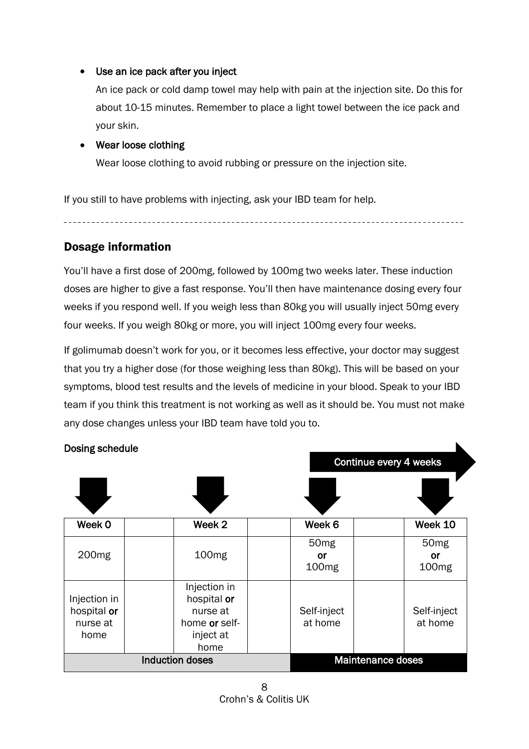- **Use an ice pack after you inject**

  An ice pack or cold damp towel may help with pain at the injection site. Do this for about 10-15 minutes. Remember to place a light towel between the ice pack and your skin.

- **Wear loose clothing**

  Wear loose clothing to avoid rubbing or pressure on the injection site.

If you still to have problems with injecting, ask your IBD team for help.

## Dosage information

You'll have a first dose of 200mg, followed by 100mg two weeks later. These induction doses are higher to give a fast response. You'll then have maintenance dosing every four weeks if you respond well. If you weigh less than 80kg you will usually inject 50mg every four weeks. If you weigh 80kg or more, you will inject 100mg every four weeks.

If golimumab doesn't work for you, or it becomes less effective, your doctor may suggest that you try a higher dose (for those weighing less than 80kg). This will be based on your symptoms, blood test results and the levels of medicine in your blood. Speak to your IBD team if you think this treatment is not working as well as it should be. You must not make any dose changes unless your IBD team have told you to.

**Dosing schedule**

Continue every 4 weeks

| Week 0 | | Week 2 | | Week 6 | | Week 10 |
|---|---|---|---|---|---|---|
| 200mg | | 100mg | | 50mg **or** 100mg | | 50mg **or** 100mg |
| Injection in hospital **or** nurse at home | | Injection in hospital **or** nurse at home **or** self-inject at home | | Self-inject at home | | Self-inject at home |
| **Induction doses** | | | | **Maintenance doses** | | |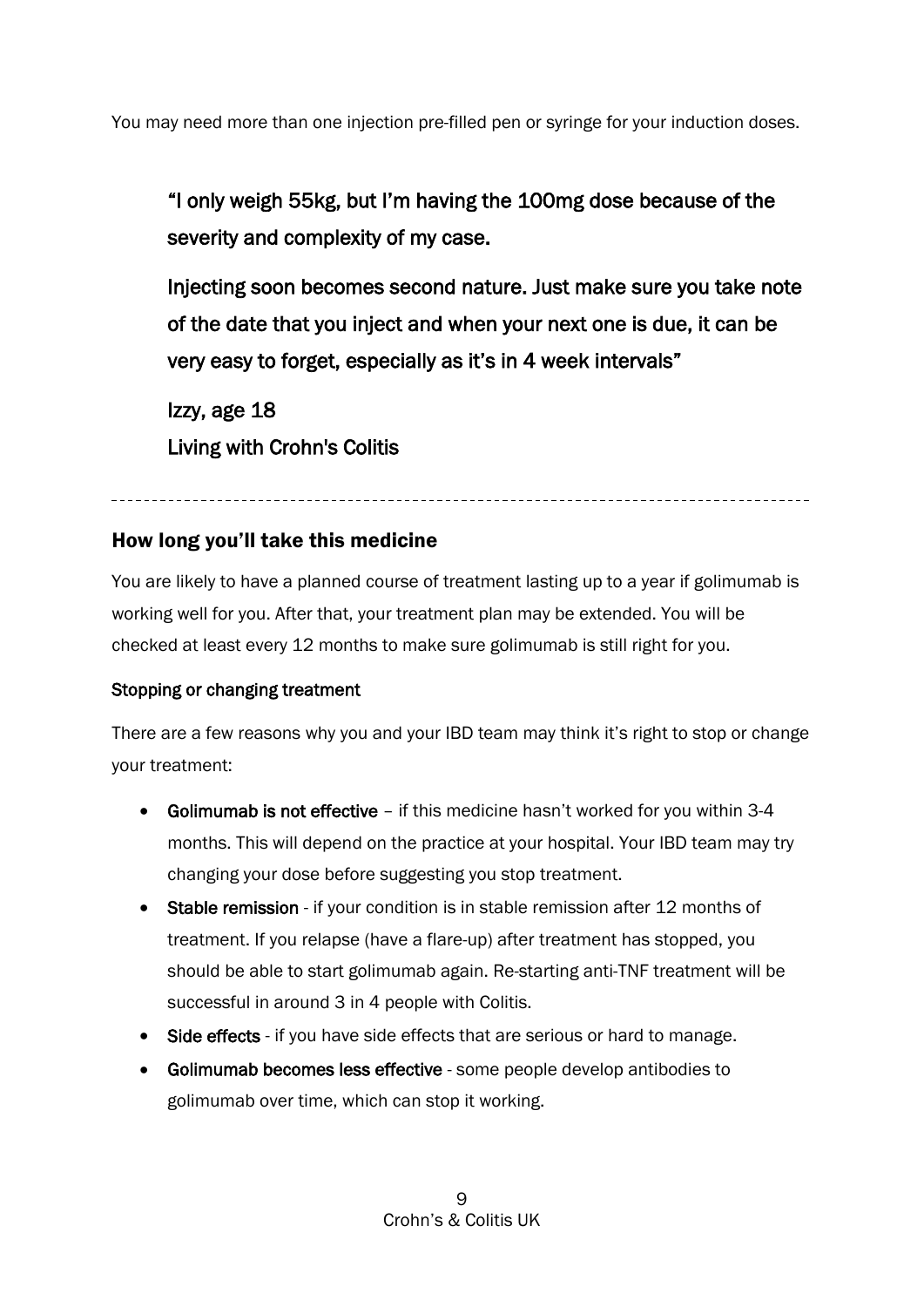You may need more than one injection pre-filled pen or syringe for your induction doses.

> "I only weigh 55kg, but I'm having the 100mg dose because of the severity and complexity of my case.
>
> Injecting soon becomes second nature. Just make sure you take note of the date that you inject and when your next one is due, it can be very easy to forget, especially as it's in 4 week intervals"
>
> Izzy, age 18
> Living with Crohn's Colitis

---

## How long you'll take this medicine

You are likely to have a planned course of treatment lasting up to a year if golimumab is working well for you. After that, your treatment plan may be extended. You will be checked at least every 12 months to make sure golimumab is still right for you.

### Stopping or changing treatment

There are a few reasons why you and your IBD team may think it's right to stop or change your treatment:

- **Golimumab is not effective** – if this medicine hasn't worked for you within 3-4 months. This will depend on the practice at your hospital. Your IBD team may try changing your dose before suggesting you stop treatment.
- **Stable remission** - if your condition is in stable remission after 12 months of treatment. If you relapse (have a flare-up) after treatment has stopped, you should be able to start golimumab again. Re-starting anti-TNF treatment will be successful in around 3 in 4 people with Colitis.
- **Side effects** - if you have side effects that are serious or hard to manage.
- **Golimumab becomes less effective** - some people develop antibodies to golimumab over time, which can stop it working.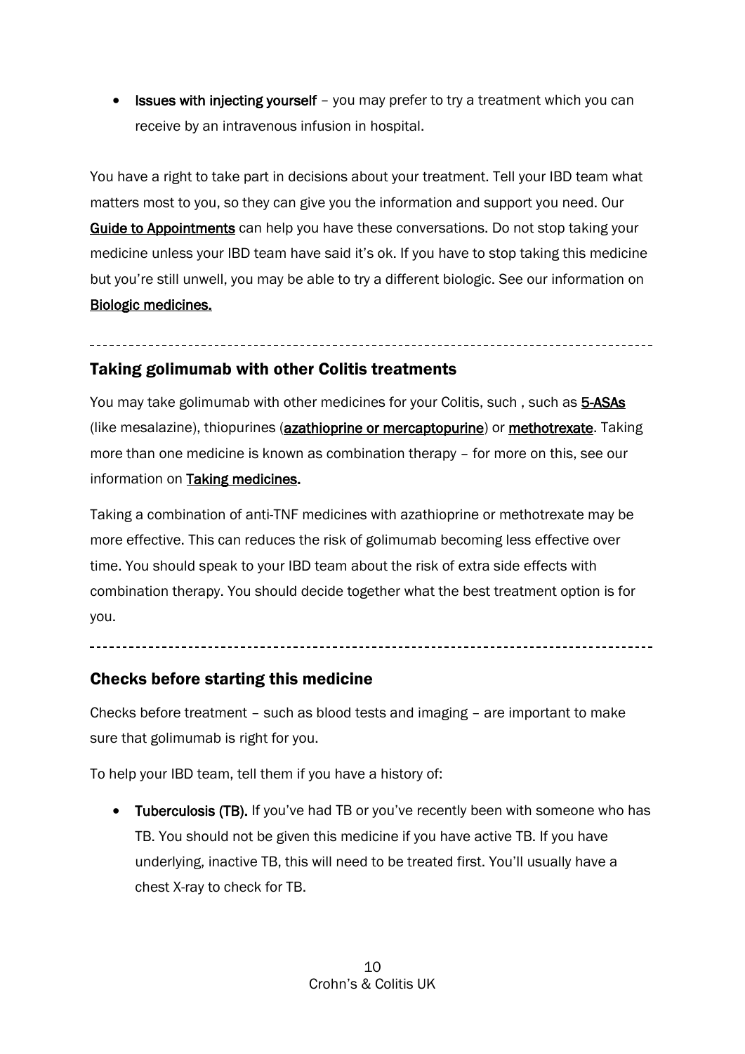- **Issues with injecting yourself** – you may prefer to try a treatment which you can receive by an intravenous infusion in hospital.

You have a right to take part in decisions about your treatment. Tell your IBD team what matters most to you, so they can give you the information and support you need. Our **Guide to Appointments** can help you have these conversations. Do not stop taking your medicine unless your IBD team have said it's ok. If you have to stop taking this medicine but you're still unwell, you may be able to try a different biologic. See our information on **Biologic medicines.**

---

## Taking golimumab with other Colitis treatments

You may take golimumab with other medicines for your Colitis, such , such as **5-ASAs** (like mesalazine), thiopurines (**azathioprine or mercaptopurine**) or **methotrexate**. Taking more than one medicine is known as combination therapy – for more on this, see our information on **Taking medicines.**

Taking a combination of anti-TNF medicines with azathioprine or methotrexate may be more effective. This can reduces the risk of golimumab becoming less effective over time. You should speak to your IBD team about the risk of extra side effects with combination therapy. You should decide together what the best treatment option is for you.

---

## Checks before starting this medicine

Checks before treatment – such as blood tests and imaging – are important to make sure that golimumab is right for you.

To help your IBD team, tell them if you have a history of:

- **Tuberculosis (TB).** If you've had TB or you've recently been with someone who has TB. You should not be given this medicine if you have active TB. If you have underlying, inactive TB, this will need to be treated first. You'll usually have a chest X-ray to check for TB.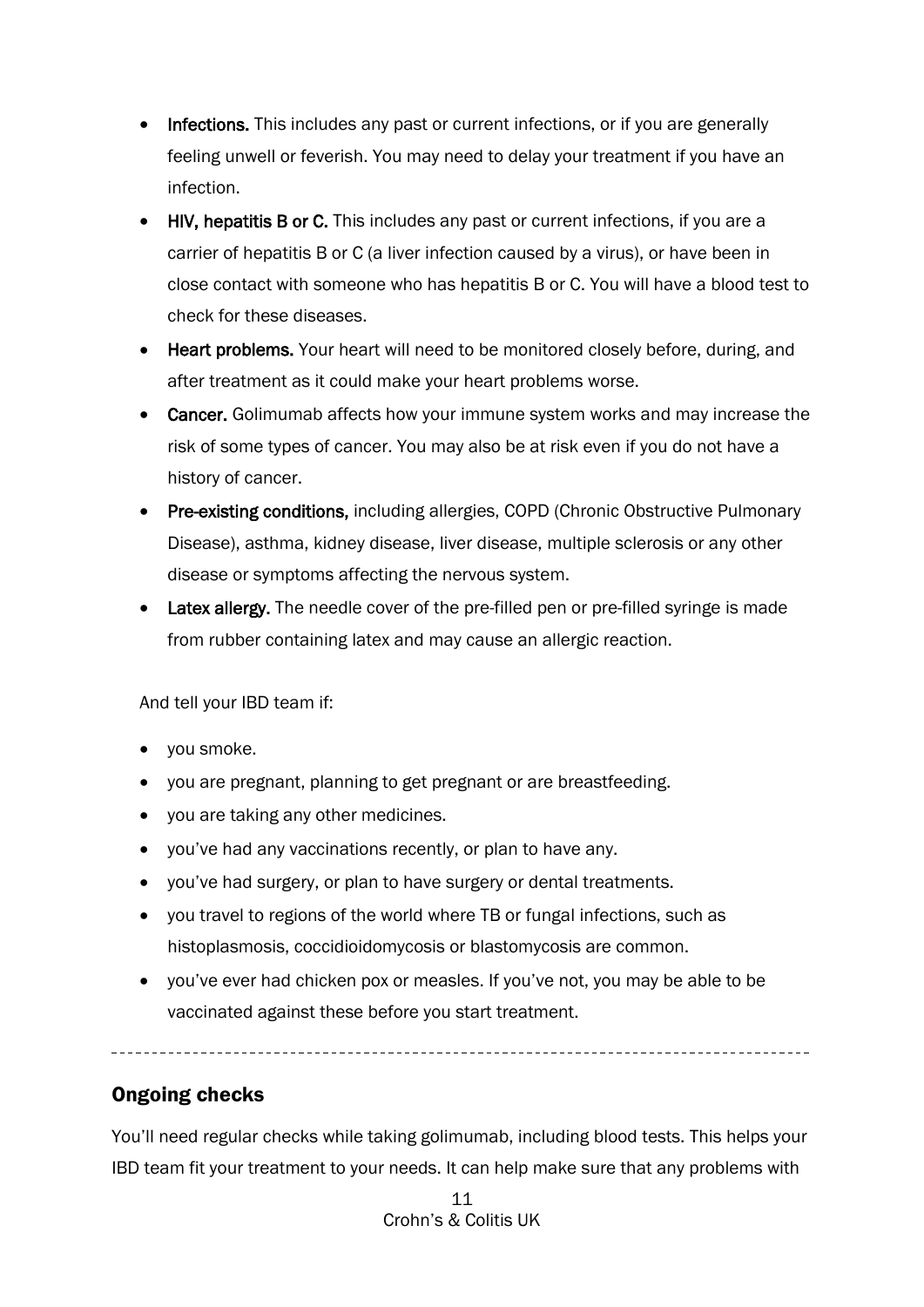- **Infections.** This includes any past or current infections, or if you are generally feeling unwell or feverish. You may need to delay your treatment if you have an infection.
- **HIV, hepatitis B or C.** This includes any past or current infections, if you are a carrier of hepatitis B or C (a liver infection caused by a virus), or have been in close contact with someone who has hepatitis B or C. You will have a blood test to check for these diseases.
- **Heart problems.** Your heart will need to be monitored closely before, during, and after treatment as it could make your heart problems worse.
- **Cancer.** Golimumab affects how your immune system works and may increase the risk of some types of cancer. You may also be at risk even if you do not have a history of cancer.
- **Pre-existing conditions,** including allergies, COPD (Chronic Obstructive Pulmonary Disease), asthma, kidney disease, liver disease, multiple sclerosis or any other disease or symptoms affecting the nervous system.
- **Latex allergy.** The needle cover of the pre-filled pen or pre-filled syringe is made from rubber containing latex and may cause an allergic reaction.

And tell your IBD team if:

- you smoke.
- you are pregnant, planning to get pregnant or are breastfeeding.
- you are taking any other medicines.
- you've had any vaccinations recently, or plan to have any.
- you've had surgery, or plan to have surgery or dental treatments.
- you travel to regions of the world where TB or fungal infections, such as histoplasmosis, coccidioidomycosis or blastomycosis are common.
- you've ever had chicken pox or measles. If you've not, you may be able to be vaccinated against these before you start treatment.

---

## Ongoing checks

You'll need regular checks while taking golimumab, including blood tests. This helps your IBD team fit your treatment to your needs. It can help make sure that any problems with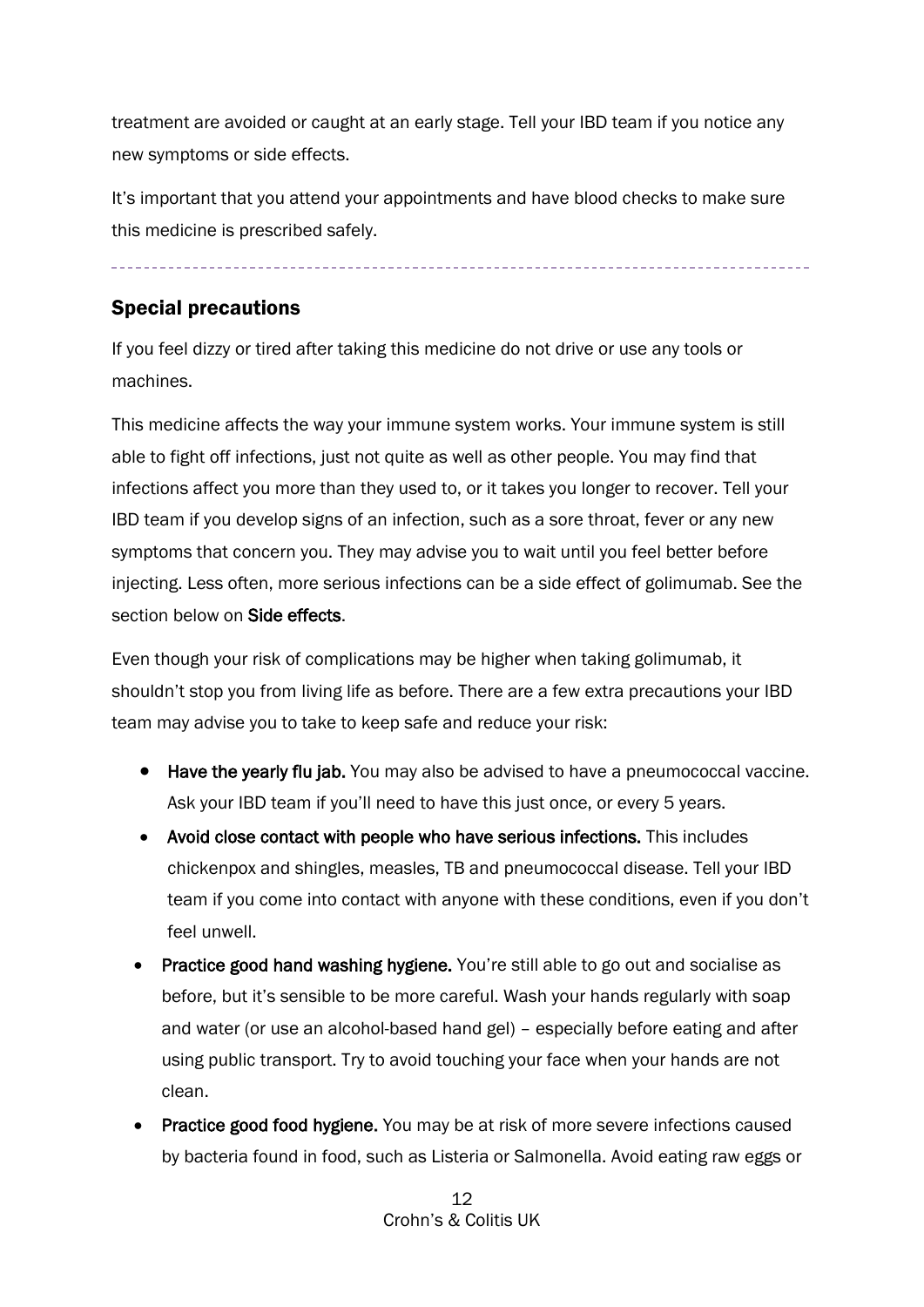treatment are avoided or caught at an early stage. Tell your IBD team if you notice any new symptoms or side effects.

It's important that you attend your appointments and have blood checks to make sure this medicine is prescribed safely.

---

## Special precautions

If you feel dizzy or tired after taking this medicine do not drive or use any tools or machines.

This medicine affects the way your immune system works. Your immune system is still able to fight off infections, just not quite as well as other people. You may find that infections affect you more than they used to, or it takes you longer to recover. Tell your IBD team if you develop signs of an infection, such as a sore throat, fever or any new symptoms that concern you. They may advise you to wait until you feel better before injecting. Less often, more serious infections can be a side effect of golimumab. See the section below on **Side effects**.

Even though your risk of complications may be higher when taking golimumab, it shouldn't stop you from living life as before. There are a few extra precautions your IBD team may advise you to take to keep safe and reduce your risk:

- **Have the yearly flu jab.** You may also be advised to have a pneumococcal vaccine. Ask your IBD team if you'll need to have this just once, or every 5 years.
- **Avoid close contact with people who have serious infections.** This includes chickenpox and shingles, measles, TB and pneumococcal disease. Tell your IBD team if you come into contact with anyone with these conditions, even if you don't feel unwell.
- **Practice good hand washing hygiene.** You're still able to go out and socialise as before, but it's sensible to be more careful. Wash your hands regularly with soap and water (or use an alcohol-based hand gel) – especially before eating and after using public transport. Try to avoid touching your face when your hands are not clean.
- **Practice good food hygiene.** You may be at risk of more severe infections caused by bacteria found in food, such as Listeria or Salmonella. Avoid eating raw eggs or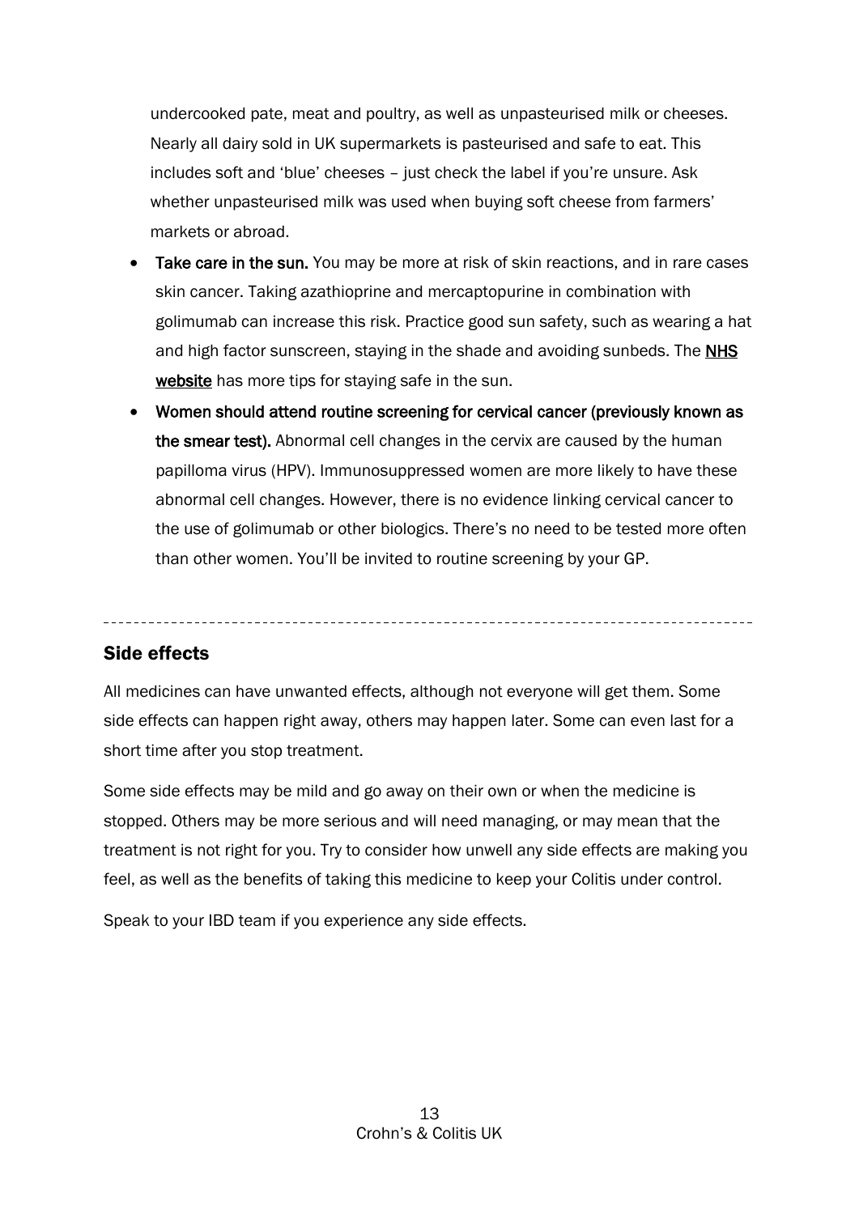undercooked pate, meat and poultry, as well as unpasteurised milk or cheeses. Nearly all dairy sold in UK supermarkets is pasteurised and safe to eat. This includes soft and 'blue' cheeses – just check the label if you're unsure. Ask whether unpasteurised milk was used when buying soft cheese from farmers' markets or abroad.

- **Take care in the sun.** You may be more at risk of skin reactions, and in rare cases skin cancer. Taking azathioprine and mercaptopurine in combination with golimumab can increase this risk. Practice good sun safety, such as wearing a hat and high factor sunscreen, staying in the shade and avoiding sunbeds. The NHS website has more tips for staying safe in the sun.
- **Women should attend routine screening for cervical cancer (previously known as the smear test).** Abnormal cell changes in the cervix are caused by the human papilloma virus (HPV). Immunosuppressed women are more likely to have these abnormal cell changes. However, there is no evidence linking cervical cancer to the use of golimumab or other biologics. There's no need to be tested more often than other women. You'll be invited to routine screening by your GP.

---

## Side effects

All medicines can have unwanted effects, although not everyone will get them. Some side effects can happen right away, others may happen later. Some can even last for a short time after you stop treatment.

Some side effects may be mild and go away on their own or when the medicine is stopped. Others may be more serious and will need managing, or may mean that the treatment is not right for you. Try to consider how unwell any side effects are making you feel, as well as the benefits of taking this medicine to keep your Colitis under control.

Speak to your IBD team if you experience any side effects.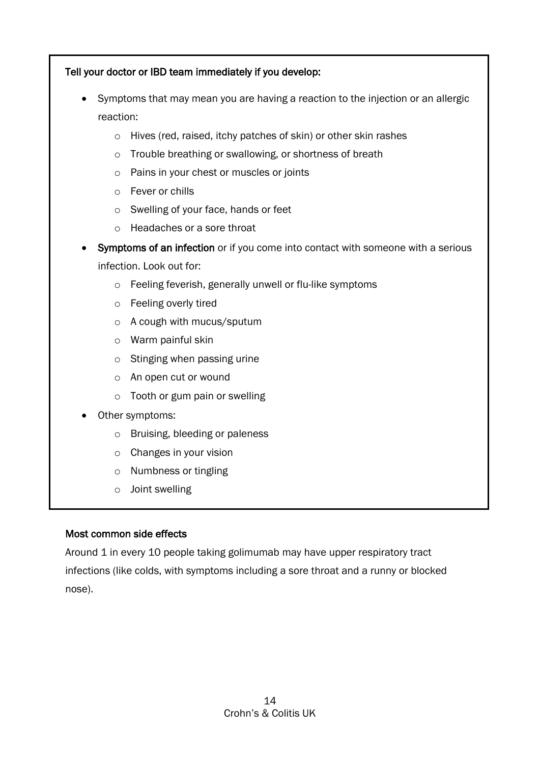**Tell your doctor or IBD team immediately if you develop:**

- Symptoms that may mean you are having a reaction to the injection or an allergic reaction:
    - Hives (red, raised, itchy patches of skin) or other skin rashes
    - Trouble breathing or swallowing, or shortness of breath
    - Pains in your chest or muscles or joints
    - Fever or chills
    - Swelling of your face, hands or feet
    - Headaches or a sore throat
- **Symptoms of an infection** or if you come into contact with someone with a serious infection. Look out for:
    - Feeling feverish, generally unwell or flu-like symptoms
    - Feeling overly tired
    - A cough with mucus/sputum
    - Warm painful skin
    - Stinging when passing urine
    - An open cut or wound
    - Tooth or gum pain or swelling
- Other symptoms:
    - Bruising, bleeding or paleness
    - Changes in your vision
    - Numbness or tingling
    - Joint swelling

### Most common side effects

Around 1 in every 10 people taking golimumab may have upper respiratory tract infections (like colds, with symptoms including a sore throat and a runny or blocked nose).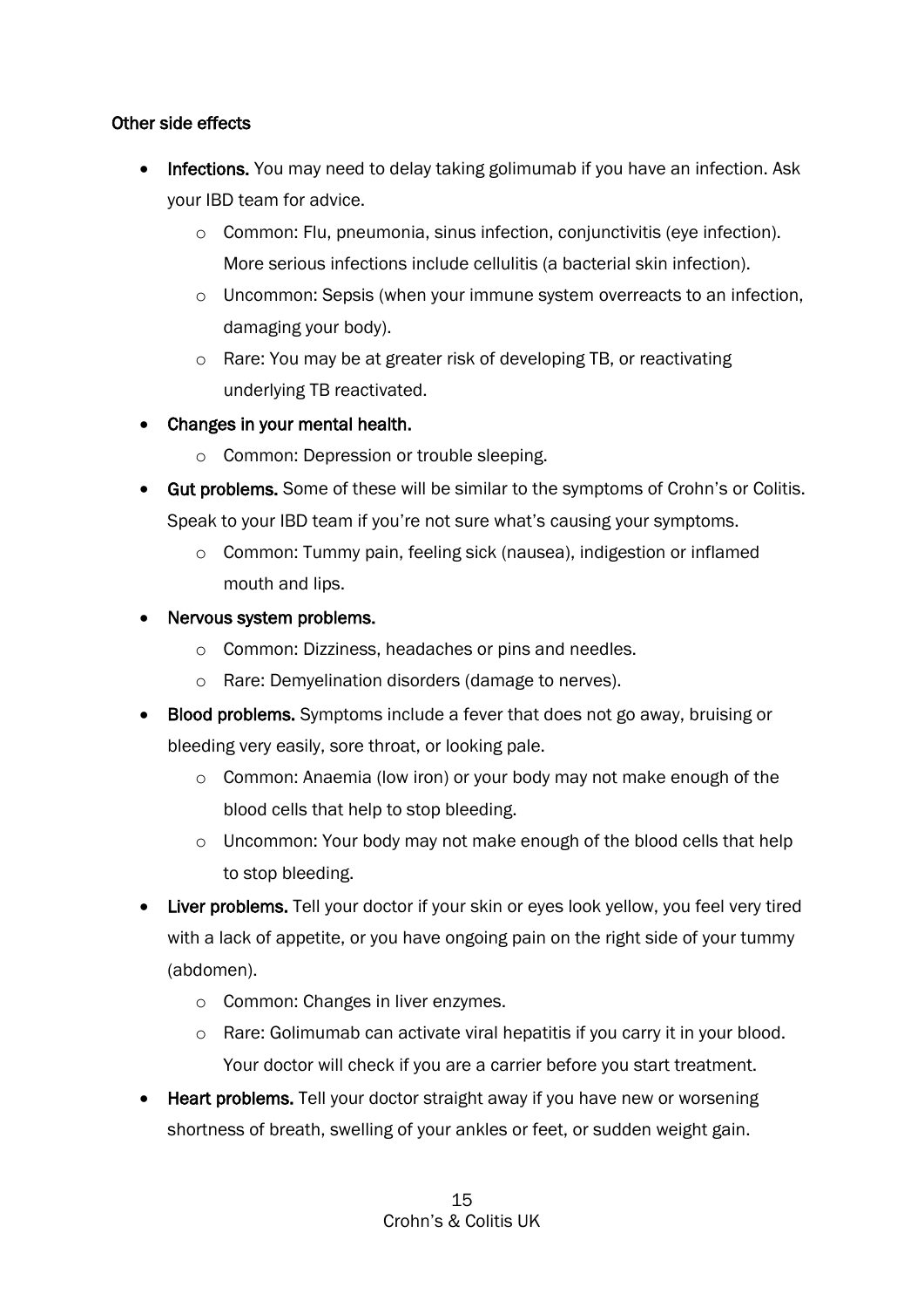### Other side effects

- **Infections.** You may need to delay taking golimumab if you have an infection. Ask your IBD team for advice.
  - Common: Flu, pneumonia, sinus infection, conjunctivitis (eye infection). More serious infections include cellulitis (a bacterial skin infection).
  - Uncommon: Sepsis (when your immune system overreacts to an infection, damaging your body).
  - Rare: You may be at greater risk of developing TB, or reactivating underlying TB reactivated.
- **Changes in your mental health.**
  - Common: Depression or trouble sleeping.
- **Gut problems.** Some of these will be similar to the symptoms of Crohn's or Colitis. Speak to your IBD team if you're not sure what's causing your symptoms.
  - Common: Tummy pain, feeling sick (nausea), indigestion or inflamed mouth and lips.
- **Nervous system problems.**
  - Common: Dizziness, headaches or pins and needles.
  - Rare: Demyelination disorders (damage to nerves).
- **Blood problems.** Symptoms include a fever that does not go away, bruising or bleeding very easily, sore throat, or looking pale.
  - Common: Anaemia (low iron) or your body may not make enough of the blood cells that help to stop bleeding.
  - Uncommon: Your body may not make enough of the blood cells that help to stop bleeding.
- **Liver problems.** Tell your doctor if your skin or eyes look yellow, you feel very tired with a lack of appetite, or you have ongoing pain on the right side of your tummy (abdomen).
  - Common: Changes in liver enzymes.
  - Rare: Golimumab can activate viral hepatitis if you carry it in your blood. Your doctor will check if you are a carrier before you start treatment.
- **Heart problems.** Tell your doctor straight away if you have new or worsening shortness of breath, swelling of your ankles or feet, or sudden weight gain.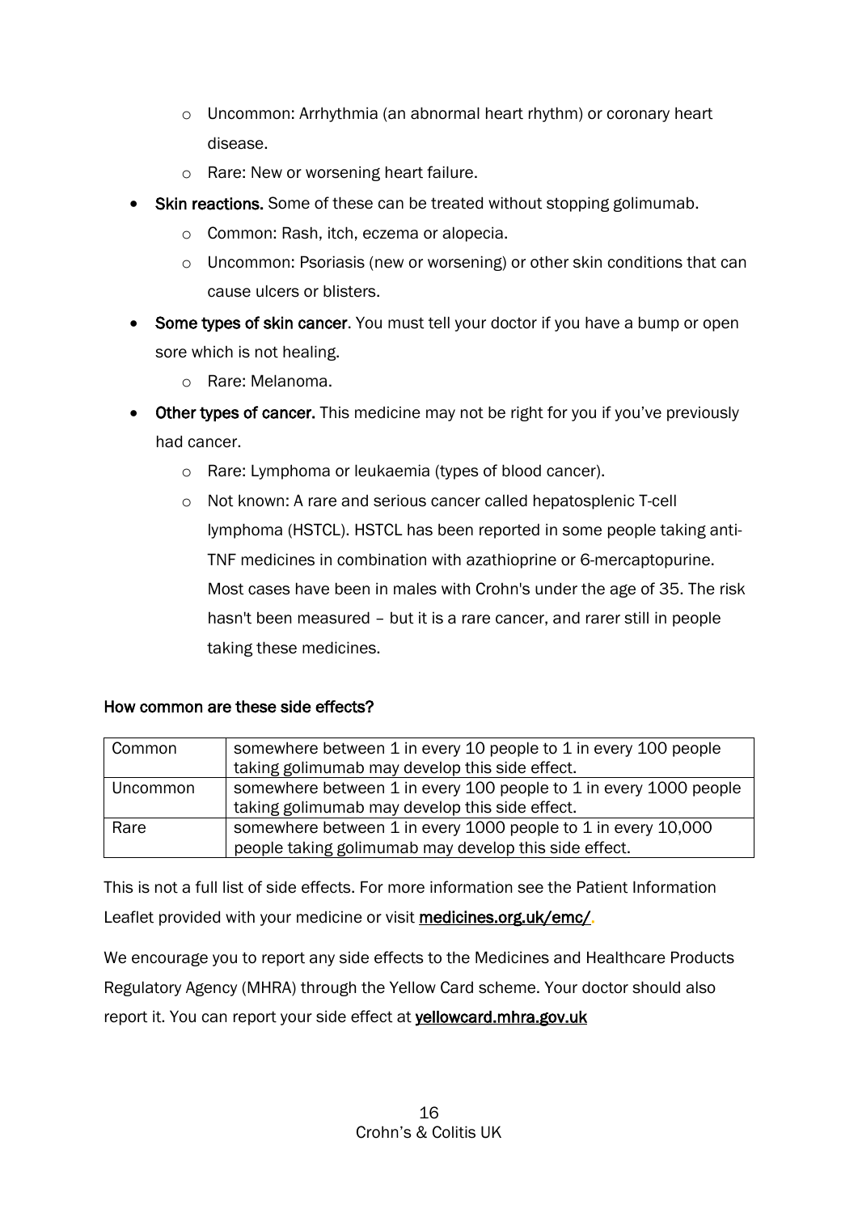- Uncommon: Arrhythmia (an abnormal heart rhythm) or coronary heart disease.
    - Rare: New or worsening heart failure.
- **Skin reactions.** Some of these can be treated without stopping golimumab.
    - Common: Rash, itch, eczema or alopecia.
    - Uncommon: Psoriasis (new or worsening) or other skin conditions that can cause ulcers or blisters.
- **Some types of skin cancer**. You must tell your doctor if you have a bump or open sore which is not healing.
    - Rare: Melanoma.
- **Other types of cancer.** This medicine may not be right for you if you've previously had cancer.
    - Rare: Lymphoma or leukaemia (types of blood cancer).
    - Not known: A rare and serious cancer called hepatosplenic T-cell lymphoma (HSTCL). HSTCL has been reported in some people taking anti-TNF medicines in combination with azathioprine or 6-mercaptopurine. Most cases have been in males with Crohn's under the age of 35. The risk hasn't been measured – but it is a rare cancer, and rarer still in people taking these medicines.

**How common are these side effects?**

| | |
|---|---|
| Common | somewhere between 1 in every 10 people to 1 in every 100 people taking golimumab may develop this side effect. |
| Uncommon | somewhere between 1 in every 100 people to 1 in every 1000 people taking golimumab may develop this side effect. |
| Rare | somewhere between 1 in every 1000 people to 1 in every 10,000 people taking golimumab may develop this side effect. |

This is not a full list of side effects. For more information see the Patient Information Leaflet provided with your medicine or visit **medicines.org.uk/emc/**.

We encourage you to report any side effects to the Medicines and Healthcare Products Regulatory Agency (MHRA) through the Yellow Card scheme. Your doctor should also report it. You can report your side effect at **yellowcard.mhra.gov.uk**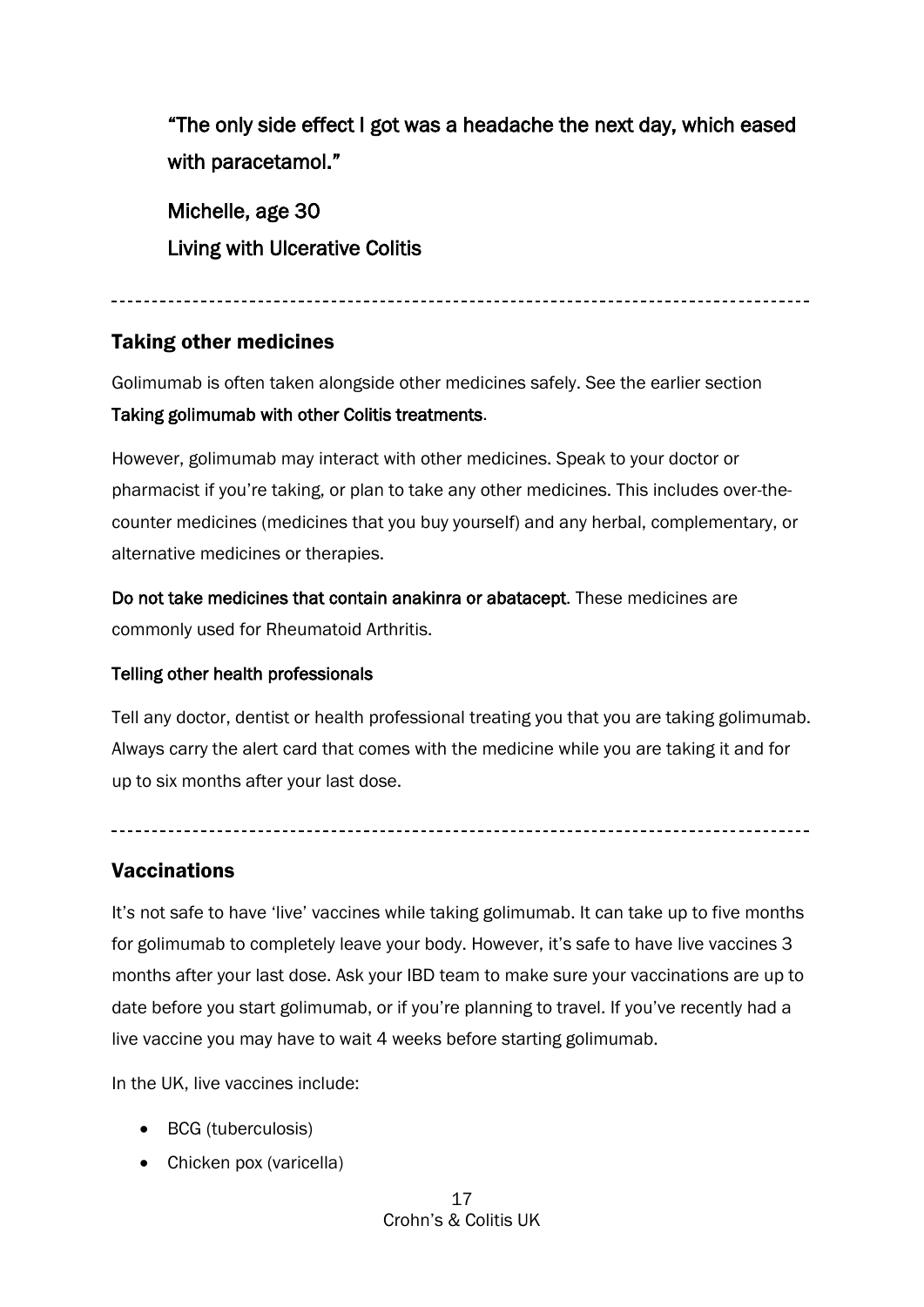**"The only side effect I got was a headache the next day, which eased with paracetamol."**

**Michelle, age 30**

**Living with Ulcerative Colitis**

---

## Taking other medicines

Golimumab is often taken alongside other medicines safely. See the earlier section **Taking golimumab with other Colitis treatments**.

However, golimumab may interact with other medicines. Speak to your doctor or pharmacist if you're taking, or plan to take any other medicines. This includes over-the-counter medicines (medicines that you buy yourself) and any herbal, complementary, or alternative medicines or therapies.

**Do not take medicines that contain anakinra or abatacept**. These medicines are commonly used for Rheumatoid Arthritis.

### Telling other health professionals

Tell any doctor, dentist or health professional treating you that you are taking golimumab. Always carry the alert card that comes with the medicine while you are taking it and for up to six months after your last dose.

---

## Vaccinations

It's not safe to have 'live' vaccines while taking golimumab. It can take up to five months for golimumab to completely leave your body. However, it's safe to have live vaccines 3 months after your last dose. Ask your IBD team to make sure your vaccinations are up to date before you start golimumab, or if you're planning to travel. If you've recently had a live vaccine you may have to wait 4 weeks before starting golimumab.

In the UK, live vaccines include:

- BCG (tuberculosis)
- Chicken pox (varicella)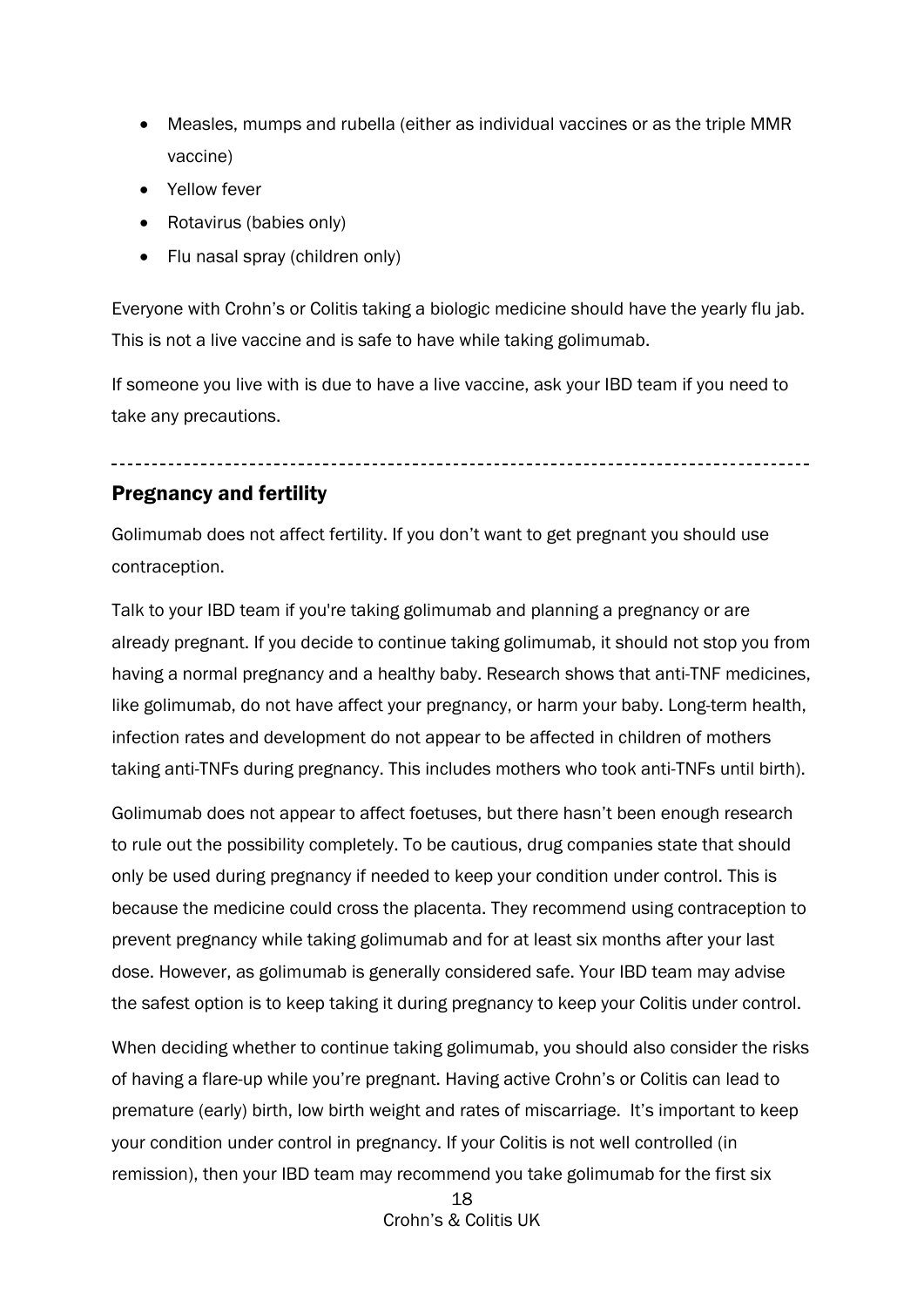- Measles, mumps and rubella (either as individual vaccines or as the triple MMR vaccine)
- Yellow fever
- Rotavirus (babies only)
- Flu nasal spray (children only)

Everyone with Crohn's or Colitis taking a biologic medicine should have the yearly flu jab. This is not a live vaccine and is safe to have while taking golimumab.

If someone you live with is due to have a live vaccine, ask your IBD team if you need to take any precautions.

---

## Pregnancy and fertility

Golimumab does not affect fertility. If you don't want to get pregnant you should use contraception.

Talk to your IBD team if you're taking golimumab and planning a pregnancy or are already pregnant. If you decide to continue taking golimumab, it should not stop you from having a normal pregnancy and a healthy baby. Research shows that anti-TNF medicines, like golimumab, do not have affect your pregnancy, or harm your baby. Long-term health, infection rates and development do not appear to be affected in children of mothers taking anti-TNFs during pregnancy. This includes mothers who took anti-TNFs until birth).

Golimumab does not appear to affect foetuses, but there hasn't been enough research to rule out the possibility completely. To be cautious, drug companies state that should only be used during pregnancy if needed to keep your condition under control. This is because the medicine could cross the placenta. They recommend using contraception to prevent pregnancy while taking golimumab and for at least six months after your last dose. However, as golimumab is generally considered safe. Your IBD team may advise the safest option is to keep taking it during pregnancy to keep your Colitis under control.

When deciding whether to continue taking golimumab, you should also consider the risks of having a flare-up while you're pregnant. Having active Crohn's or Colitis can lead to premature (early) birth, low birth weight and rates of miscarriage. It's important to keep your condition under control in pregnancy. If your Colitis is not well controlled (in remission), then your IBD team may recommend you take golimumab for the first six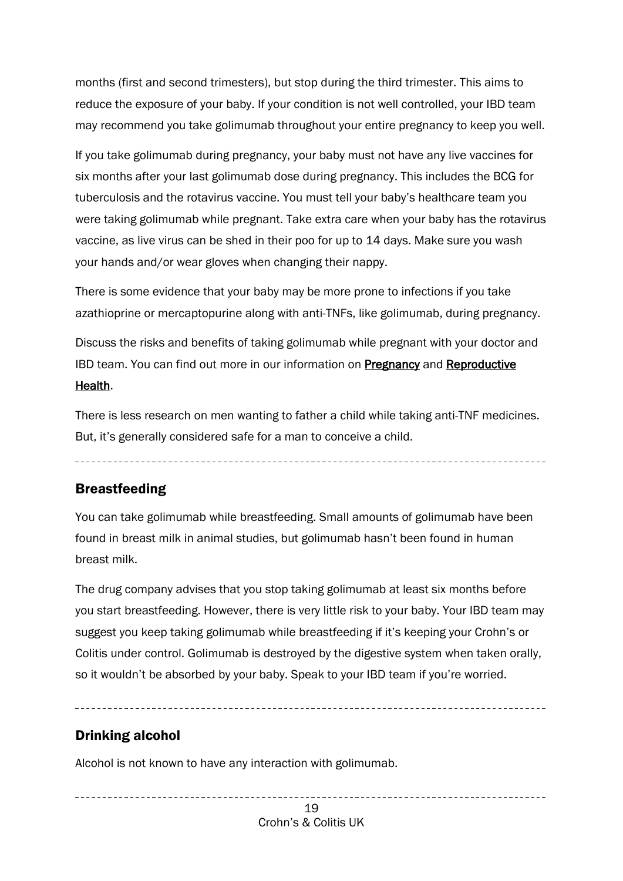months (first and second trimesters), but stop during the third trimester. This aims to reduce the exposure of your baby. If your condition is not well controlled, your IBD team may recommend you take golimumab throughout your entire pregnancy to keep you well.

If you take golimumab during pregnancy, your baby must not have any live vaccines for six months after your last golimumab dose during pregnancy. This includes the BCG for tuberculosis and the rotavirus vaccine. You must tell your baby's healthcare team you were taking golimumab while pregnant. Take extra care when your baby has the rotavirus vaccine, as live virus can be shed in their poo for up to 14 days. Make sure you wash your hands and/or wear gloves when changing their nappy.

There is some evidence that your baby may be more prone to infections if you take azathioprine or mercaptopurine along with anti-TNFs, like golimumab, during pregnancy.

Discuss the risks and benefits of taking golimumab while pregnant with your doctor and IBD team. You can find out more in our information on **Pregnancy** and **Reproductive Health**.

There is less research on men wanting to father a child while taking anti-TNF medicines. But, it's generally considered safe for a man to conceive a child.

## Breastfeeding

You can take golimumab while breastfeeding. Small amounts of golimumab have been found in breast milk in animal studies, but golimumab hasn't been found in human breast milk.

The drug company advises that you stop taking golimumab at least six months before you start breastfeeding. However, there is very little risk to your baby. Your IBD team may suggest you keep taking golimumab while breastfeeding if it's keeping your Crohn's or Colitis under control. Golimumab is destroyed by the digestive system when taken orally, so it wouldn't be absorbed by your baby. Speak to your IBD team if you're worried.

## Drinking alcohol

Alcohol is not known to have any interaction with golimumab.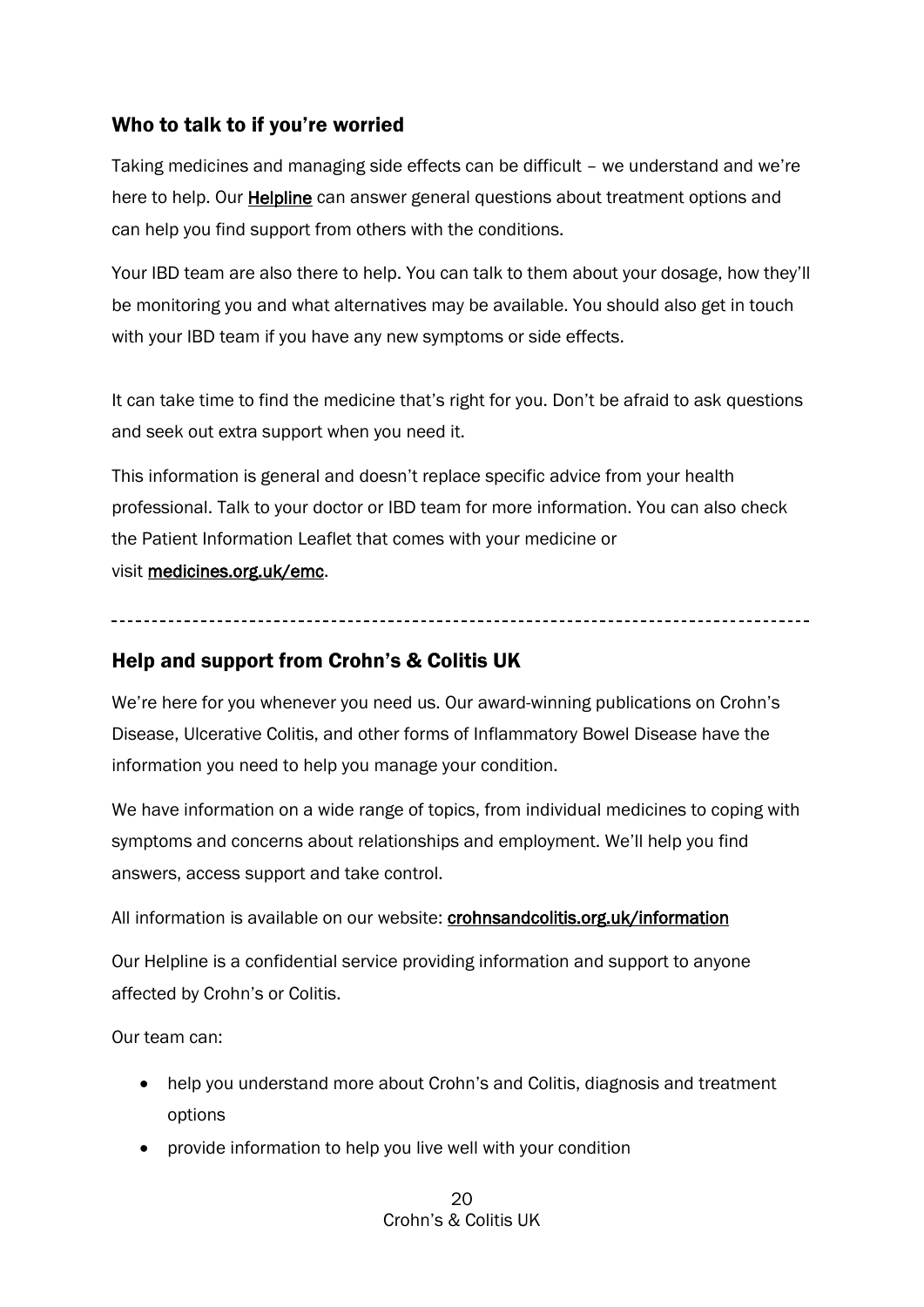## Who to talk to if you're worried

Taking medicines and managing side effects can be difficult – we understand and we're here to help. Our **Helpline** can answer general questions about treatment options and can help you find support from others with the conditions.

Your IBD team are also there to help. You can talk to them about your dosage, how they'll be monitoring you and what alternatives may be available. You should also get in touch with your IBD team if you have any new symptoms or side effects.

It can take time to find the medicine that's right for you. Don't be afraid to ask questions and seek out extra support when you need it.

This information is general and doesn't replace specific advice from your health professional. Talk to your doctor or IBD team for more information. You can also check the Patient Information Leaflet that comes with your medicine or visit **medicines.org.uk/emc**.

---

## Help and support from Crohn's & Colitis UK

We're here for you whenever you need us. Our award-winning publications on Crohn's Disease, Ulcerative Colitis, and other forms of Inflammatory Bowel Disease have the information you need to help you manage your condition.

We have information on a wide range of topics, from individual medicines to coping with symptoms and concerns about relationships and employment. We'll help you find answers, access support and take control.

All information is available on our website: **crohnsandcolitis.org.uk/information**

Our Helpline is a confidential service providing information and support to anyone affected by Crohn's or Colitis.

Our team can:

- help you understand more about Crohn's and Colitis, diagnosis and treatment options
- provide information to help you live well with your condition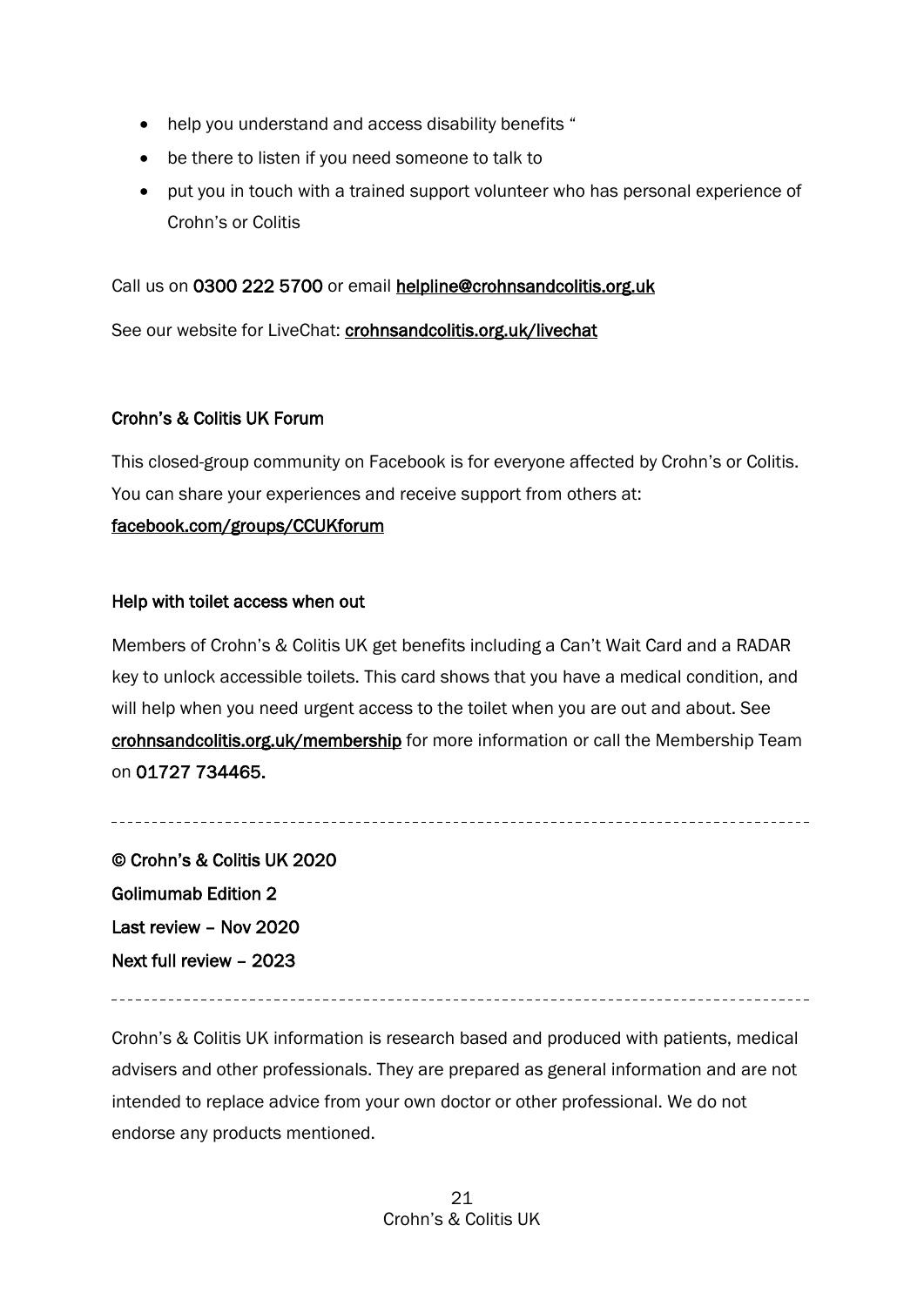- help you understand and access disability benefits "
- be there to listen if you need someone to talk to
- put you in touch with a trained support volunteer who has personal experience of Crohn's or Colitis

Call us on **0300 222 5700** or email **helpline@crohnsandcolitis.org.uk**

See our website for LiveChat: **crohnsandcolitis.org.uk/livechat**

### Crohn's & Colitis UK Forum

This closed-group community on Facebook is for everyone affected by Crohn's or Colitis. You can share your experiences and receive support from others at: **facebook.com/groups/CCUKforum**

### Help with toilet access when out

Members of Crohn's & Colitis UK get benefits including a Can't Wait Card and a RADAR key to unlock accessible toilets. This card shows that you have a medical condition, and will help when you need urgent access to the toilet when you are out and about. See **crohnsandcolitis.org.uk/membership** for more information or call the Membership Team on **01727 734465.**

---

**© Crohn's & Colitis UK 2020**
**Golimumab Edition 2**
**Last review – Nov 2020**
**Next full review – 2023**

---

Crohn's & Colitis UK information is research based and produced with patients, medical advisers and other professionals. They are prepared as general information and are not intended to replace advice from your own doctor or other professional. We do not endorse any products mentioned.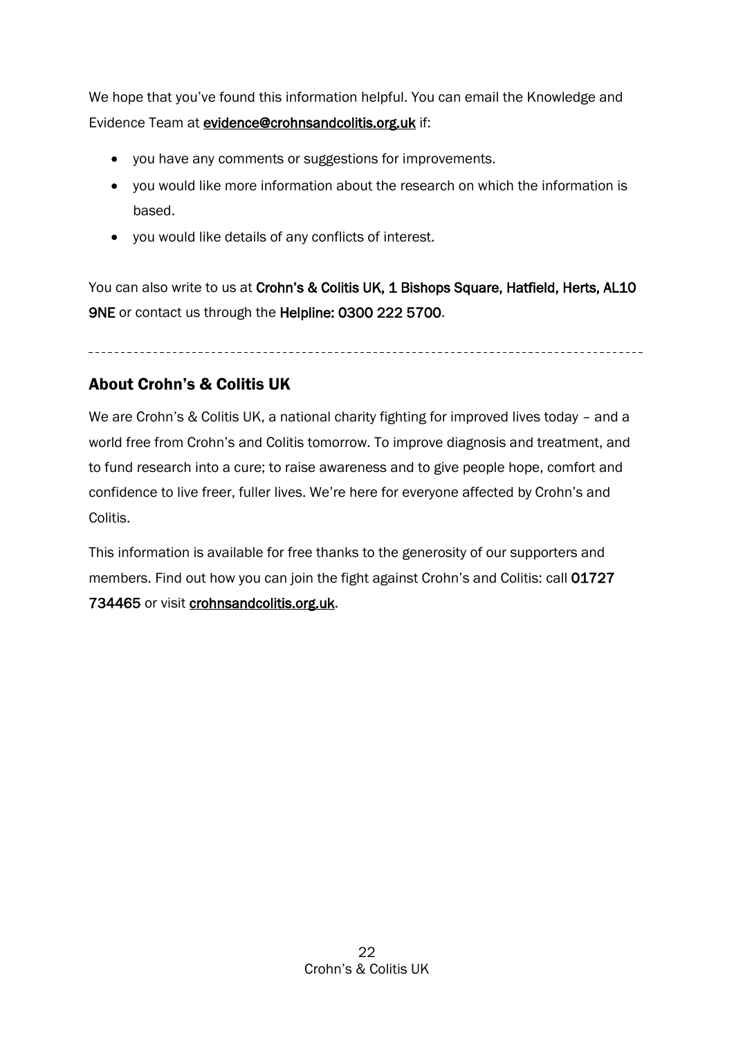We hope that you've found this information helpful. You can email the Knowledge and Evidence Team at **evidence@crohnsandcolitis.org.uk** if:

- you have any comments or suggestions for improvements.
- you would like more information about the research on which the information is based.
- you would like details of any conflicts of interest.

You can also write to us at **Crohn's & Colitis UK, 1 Bishops Square, Hatfield, Herts, AL10 9NE** or contact us through the **Helpline: 0300 222 5700**.

---

## About Crohn's & Colitis UK

We are Crohn's & Colitis UK, a national charity fighting for improved lives today – and a world free from Crohn's and Colitis tomorrow. To improve diagnosis and treatment, and to fund research into a cure; to raise awareness and to give people hope, comfort and confidence to live freer, fuller lives. We're here for everyone affected by Crohn's and Colitis.

This information is available for free thanks to the generosity of our supporters and members. Find out how you can join the fight against Crohn's and Colitis: call **01727 734465** or visit **crohnsandcolitis.org.uk**.